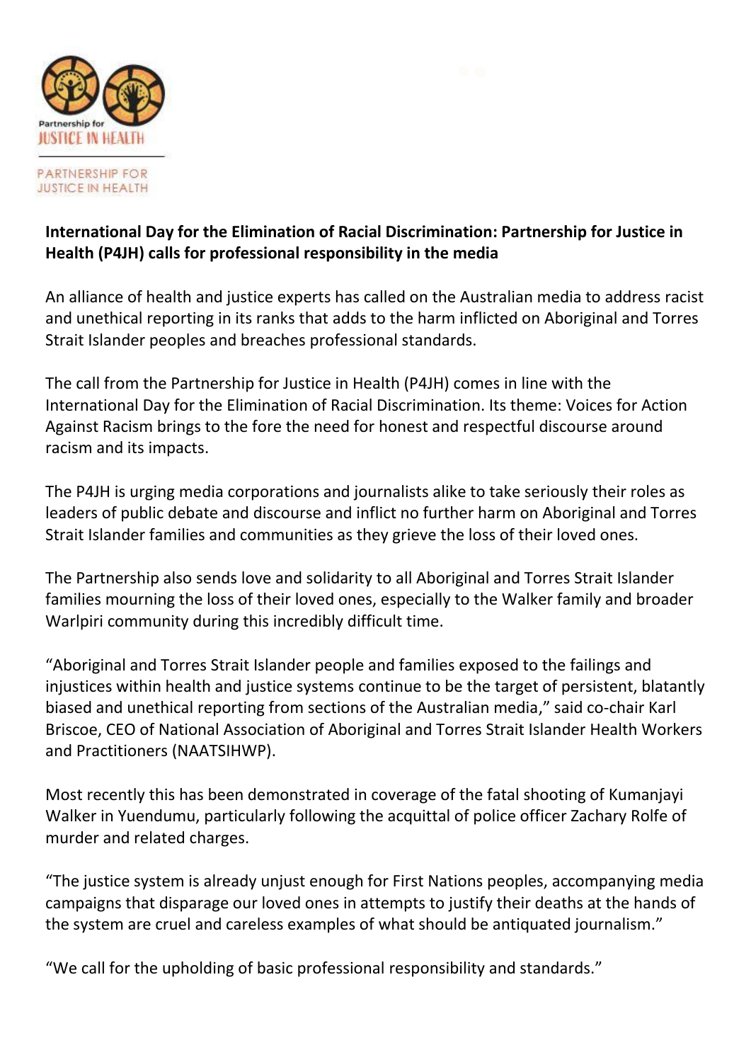Partnership for JUSTICE IN HEALTH

PARTNERSHIP FOR JUSTICE IN HEALTH

**International Day for the Elimination of Racial Discrimination: Partnership for Justice in Health (P4JH) calls for professional responsibility in the media**

An alliance of health and justice experts has called on the Australian media to address racist and unethical reporting in its ranks that adds to the harm inflicted on Aboriginal and Torres Strait Islander peoples and breaches professional standards.

The call from the Partnership for Justice in Health (P4JH) comes in line with the International Day for the Elimination of Racial Discrimination. Its theme: Voices for Action Against Racism brings to the fore the need for honest and respectful discourse around racism and its impacts.

The P4JH is urging media corporations and journalists alike to take seriously their roles as leaders of public debate and discourse and inflict no further harm on Aboriginal and Torres Strait Islander families and communities as they grieve the loss of their loved ones.

The Partnership also sends love and solidarity to all Aboriginal and Torres Strait Islander families mourning the loss of their loved ones, especially to the Walker family and broader Warlpiri community during this incredibly difficult time.

"Aboriginal and Torres Strait Islander people and families exposed to the failings and injustices within health and justice systems continue to be the target of persistent, blatantly biased and unethical reporting from sections of the Australian media," said co-chair Karl Briscoe, CEO of National Association of Aboriginal and Torres Strait Islander Health Workers and Practitioners (NAATSIHWP).

Most recently this has been demonstrated in coverage of the fatal shooting of Kumanjayi Walker in Yuendumu, particularly following the acquittal of police officer Zachary Rolfe of murder and related charges.

"The justice system is already unjust enough for First Nations peoples, accompanying media campaigns that disparage our loved ones in attempts to justify their deaths at the hands of the system are cruel and careless examples of what should be antiquated journalism."

"We call for the upholding of basic professional responsibility and standards."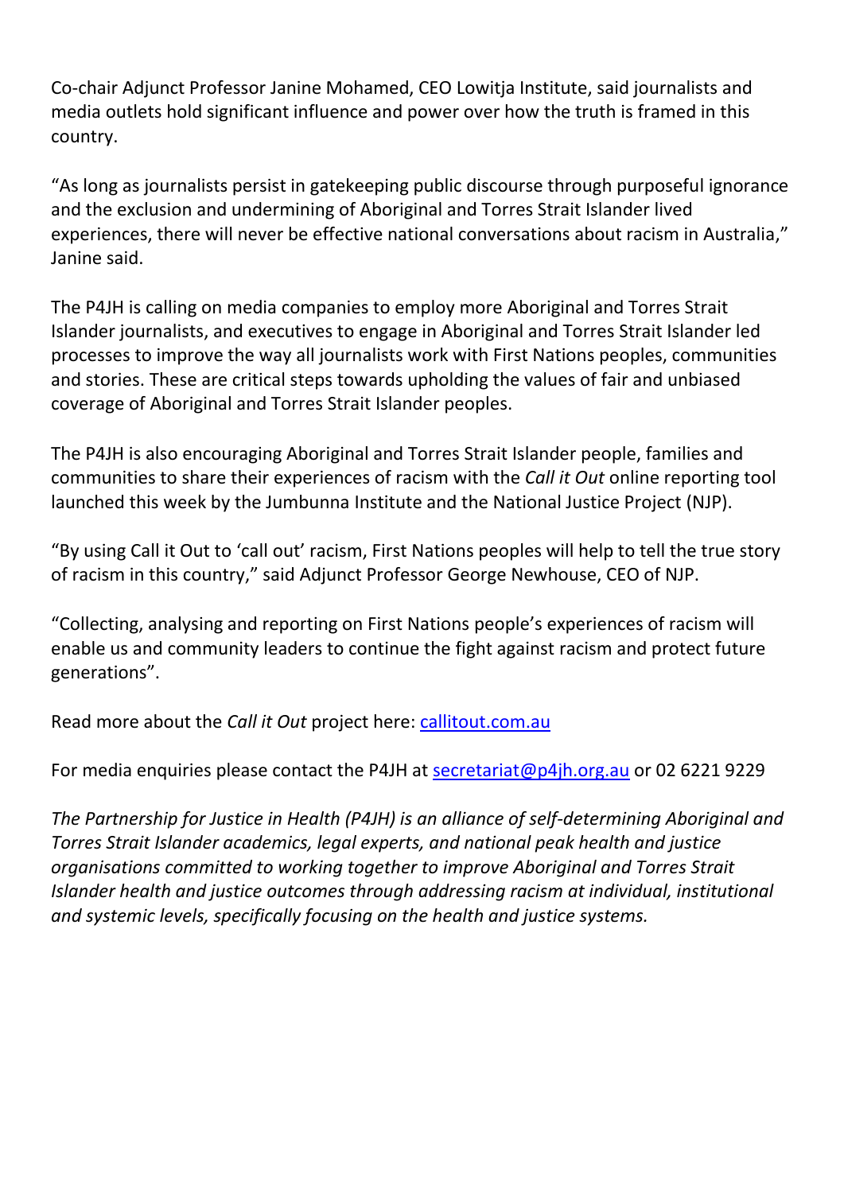Co-chair Adjunct Professor Janine Mohamed, CEO Lowitja Institute, said journalists and media outlets hold significant influence and power over how the truth is framed in this country.

"As long as journalists persist in gatekeeping public discourse through purposeful ignorance and the exclusion and undermining of Aboriginal and Torres Strait Islander lived experiences, there will never be effective national conversations about racism in Australia," Janine said.

The P4JH is calling on media companies to employ more Aboriginal and Torres Strait Islander journalists, and executives to engage in Aboriginal and Torres Strait Islander led processes to improve the way all journalists work with First Nations peoples, communities and stories. These are critical steps towards upholding the values of fair and unbiased coverage of Aboriginal and Torres Strait Islander peoples.

The P4JH is also encouraging Aboriginal and Torres Strait Islander people, families and communities to share their experiences of racism with the *Call it Out* online reporting tool launched this week by the Jumbunna Institute and the National Justice Project (NJP).

"By using Call it Out to 'call out' racism, First Nations peoples will help to tell the true story of racism in this country," said Adjunct Professor George Newhouse, CEO of NJP.

"Collecting, analysing and reporting on First Nations people's experiences of racism will enable us and community leaders to continue the fight against racism and protect future generations".

Read more about the *Call it Out* project here: [callitout.com.au](callitout.com.au)

For media enquiries please contact the P4JH at [secretariat@p4jh.org.au](mailto:secretariat@p4jh.org.au) or 02 6221 9229

*The Partnership for Justice in Health (P4JH) is an alliance of self-determining Aboriginal and Torres Strait Islander academics, legal experts, and national peak health and justice organisations committed to working together to improve Aboriginal and Torres Strait Islander health and justice outcomes through addressing racism at individual, institutional and systemic levels, specifically focusing on the health and justice systems.*